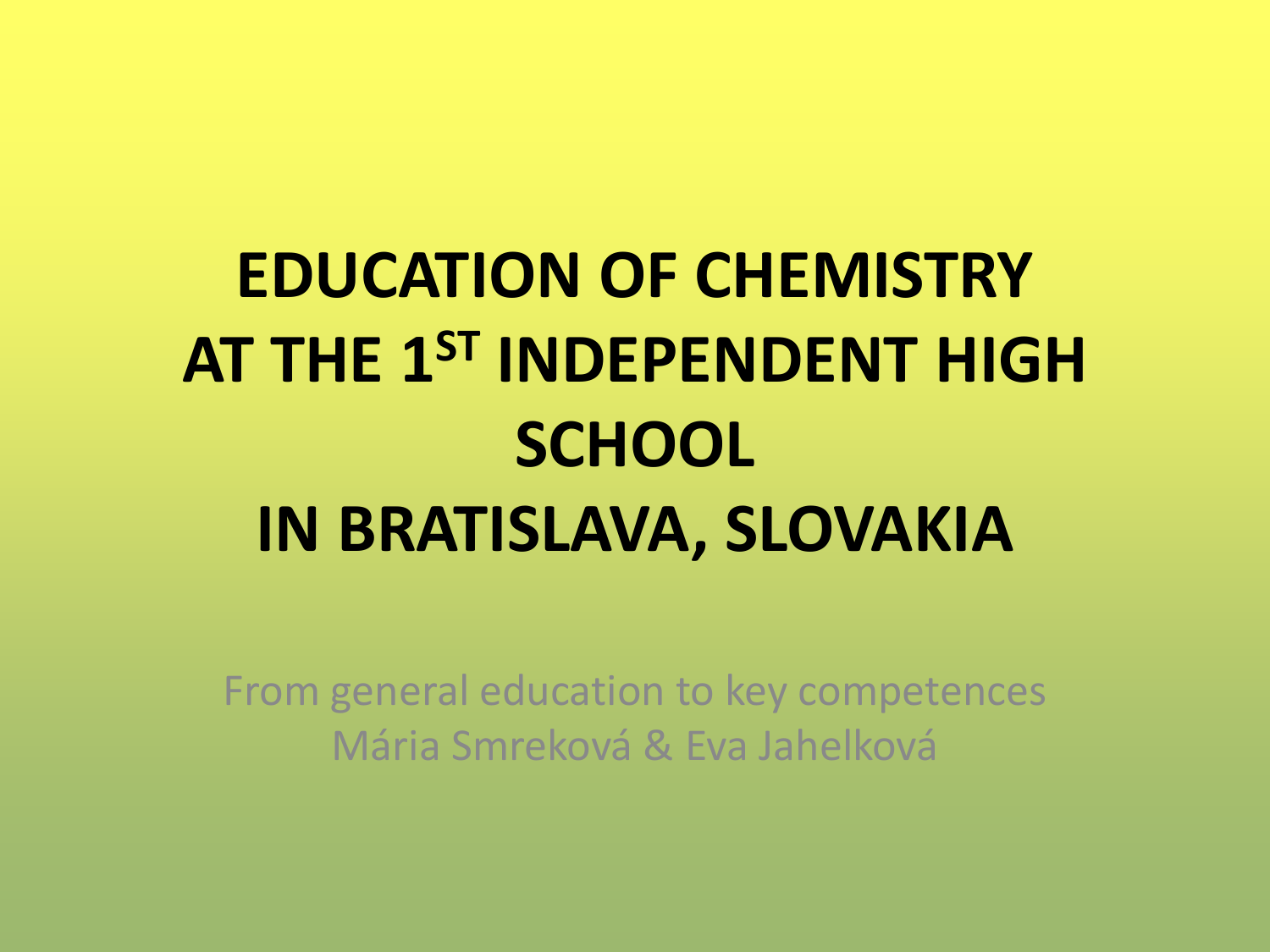# EDUCATION OF CHEMISTRY AT THE 1ST INDEPENDENT HIGH SCHOOL IN BRATISLAVA, SLOVAKIA

From general education to key competences

Mária Smreková & Eva Jahelková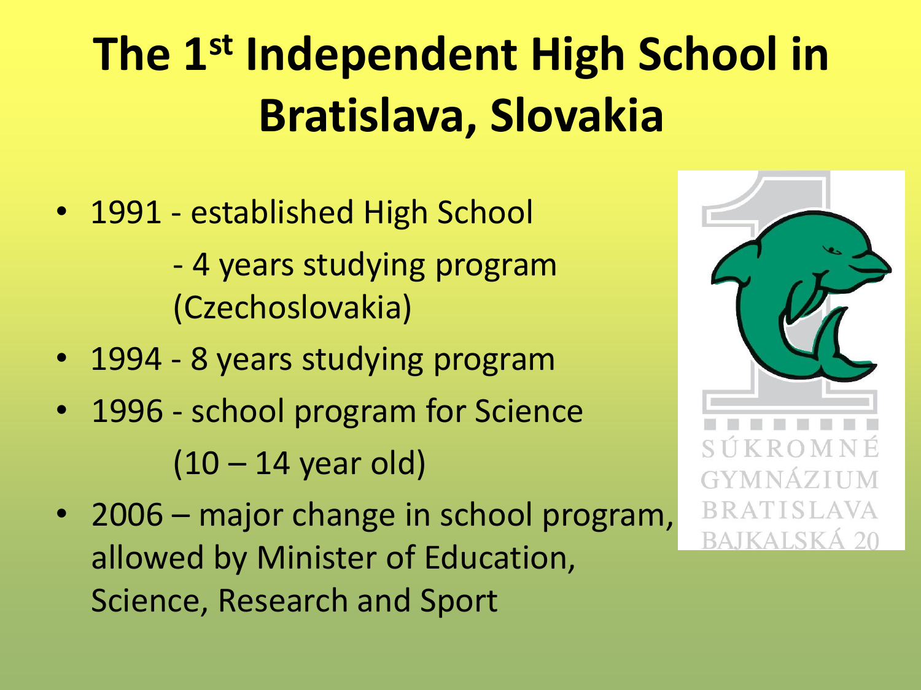# The 1st Independent High School in Bratislava, Slovakia

- 1991 - established High School
  - 4 years studying program (Czechoslovakia)
- 1994 - 8 years studying program
- 1996 - school program for Science (10 – 14 year old)
- 2006 – major change in school program, allowed by Minister of Education, Science, Research and Sport

SÚKROMNÉ GYMNÁZIUM BRATISLAVA BAJKALSKÁ 20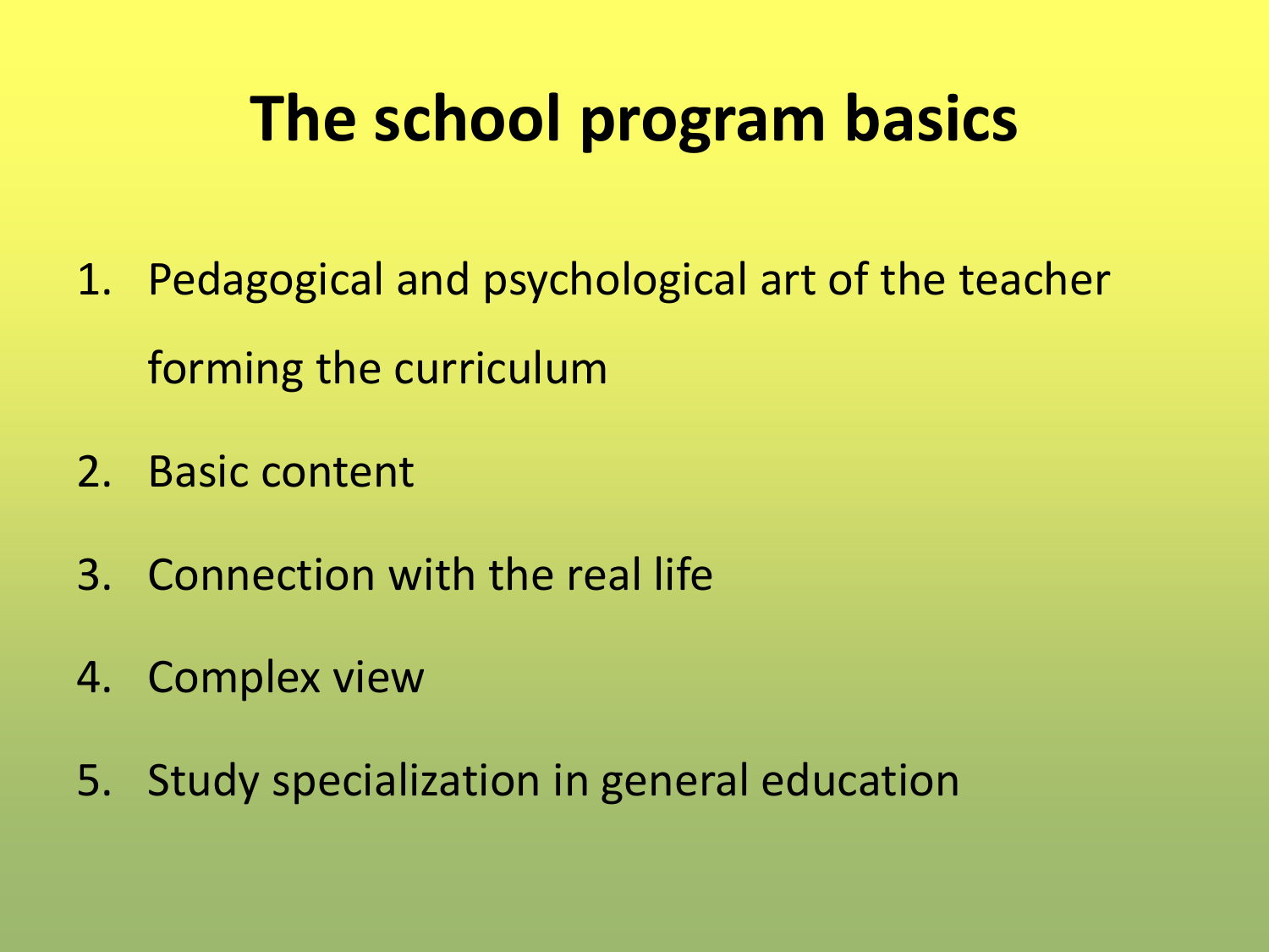# The school program basics

1. Pedagogical and psychological art of the teacher forming the curriculum
2. Basic content
3. Connection with the real life
4. Complex view
5. Study specialization in general education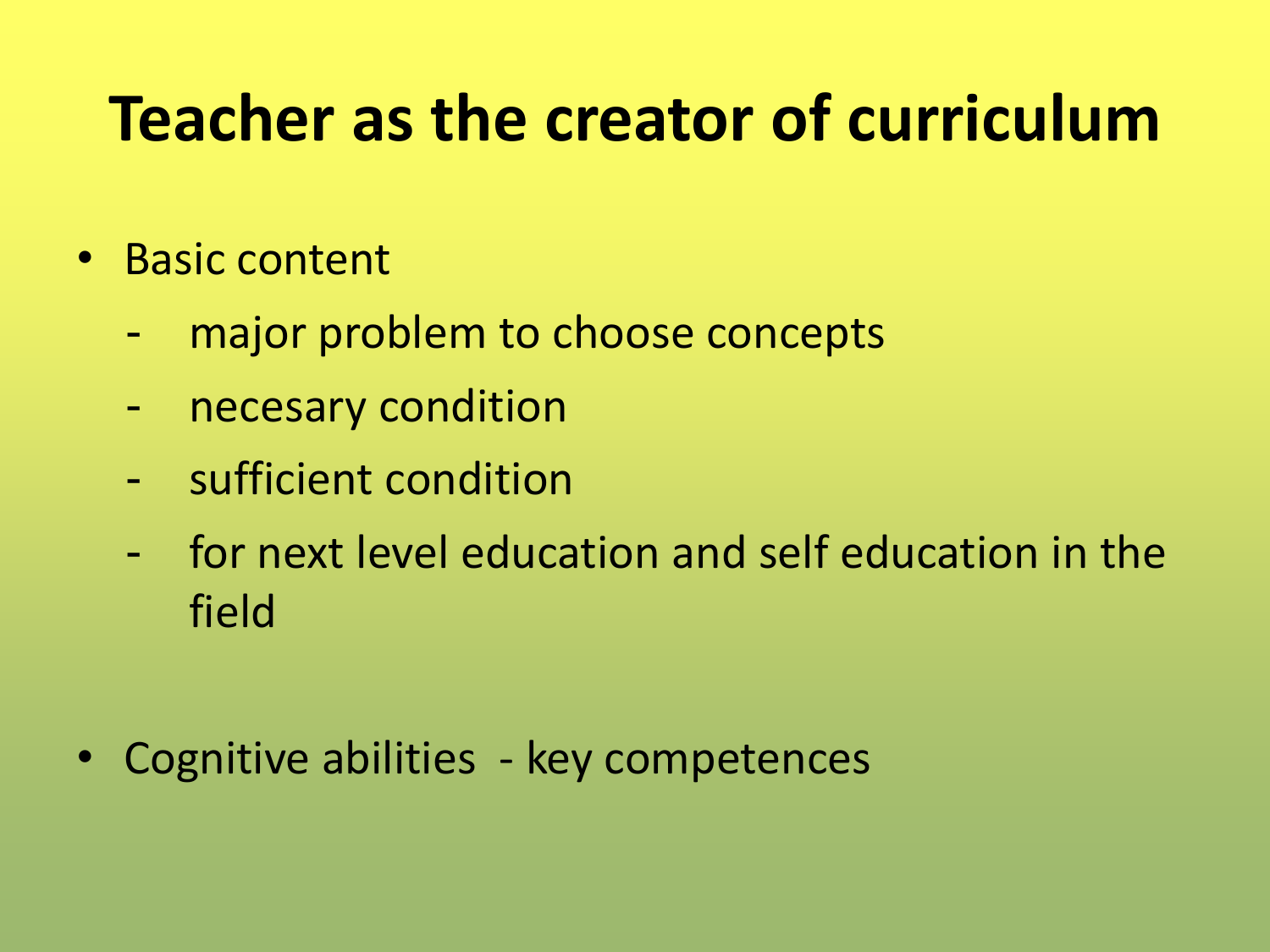# Teacher as the creator of curriculum

- Basic content
  - major problem to choose concepts
  - necesary condition
  - sufficient condition
  - for next level education and self education in the field

- Cognitive abilities - key competences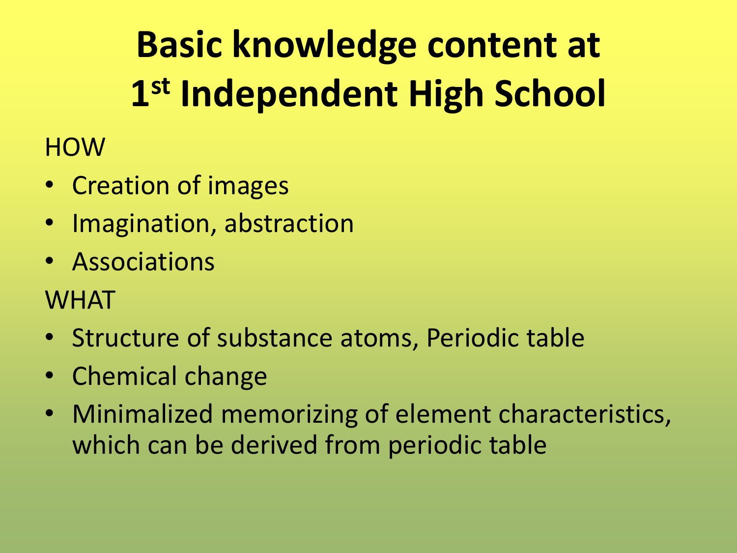# Basic knowledge content at 1st Independent High School

HOW

- Creation of images
- Imagination, abstraction
- Associations

WHAT

- Structure of substance atoms, Periodic table
- Chemical change
- Minimalized memorizing of element characteristics, which can be derived from periodic table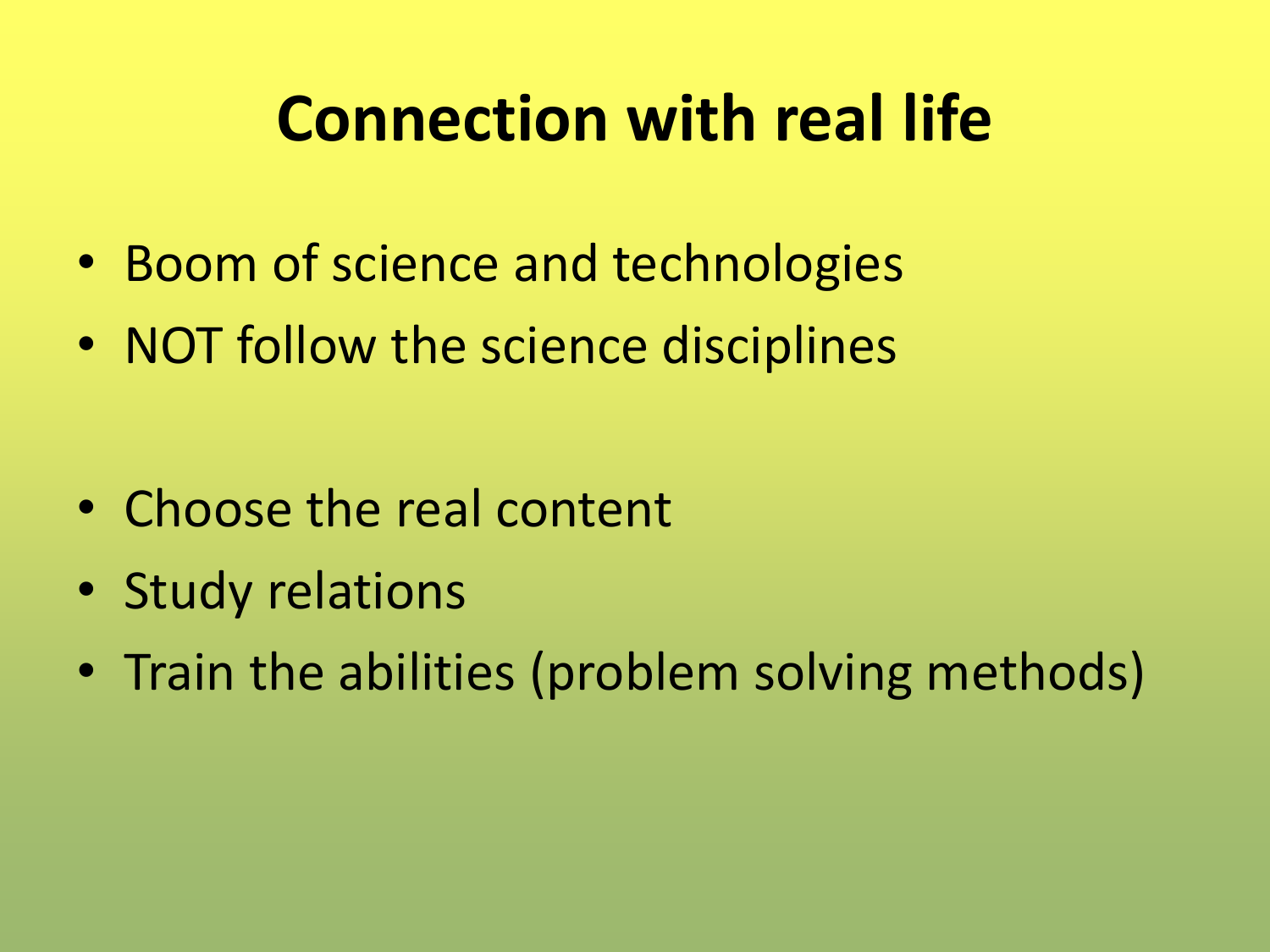# Connection with real life

- Boom of science and technologies
- NOT follow the science disciplines

- Choose the real content
- Study relations
- Train the abilities (problem solving methods)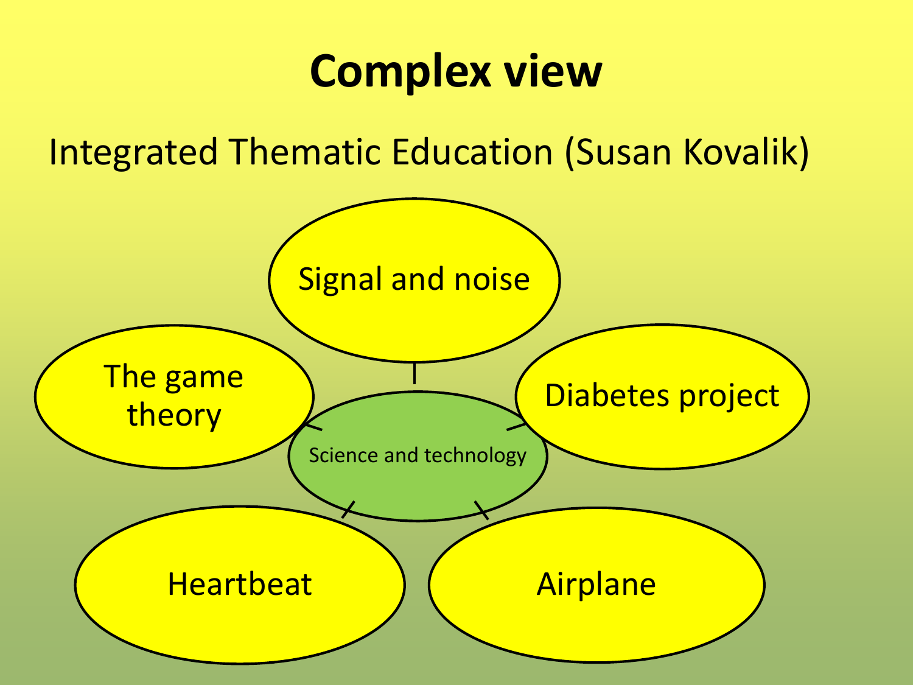# Complex view

Integrated Thematic Education (Susan Kovalik)

- Science and technology
  - Signal and noise
  - Diabetes project
  - Airplane
  - Heartbeat
  - The game theory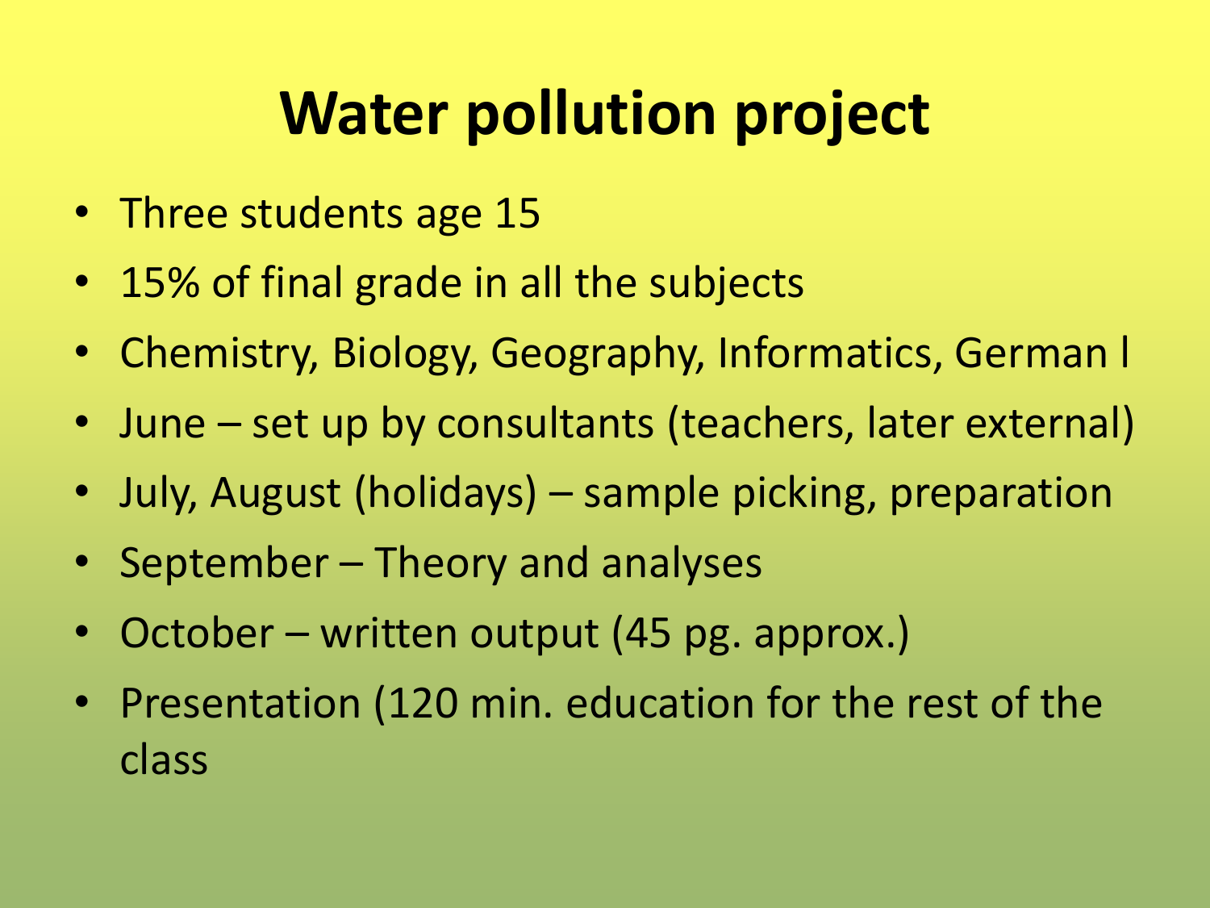# Water pollution project

- Three students age 15
- 15% of final grade in all the subjects
- Chemistry, Biology, Geography, Informatics, German l
- June – set up by consultants (teachers, later external)
- July, August (holidays) – sample picking, preparation
- September – Theory and analyses
- October – written output (45 pg. approx.)
- Presentation (120 min. education for the rest of the class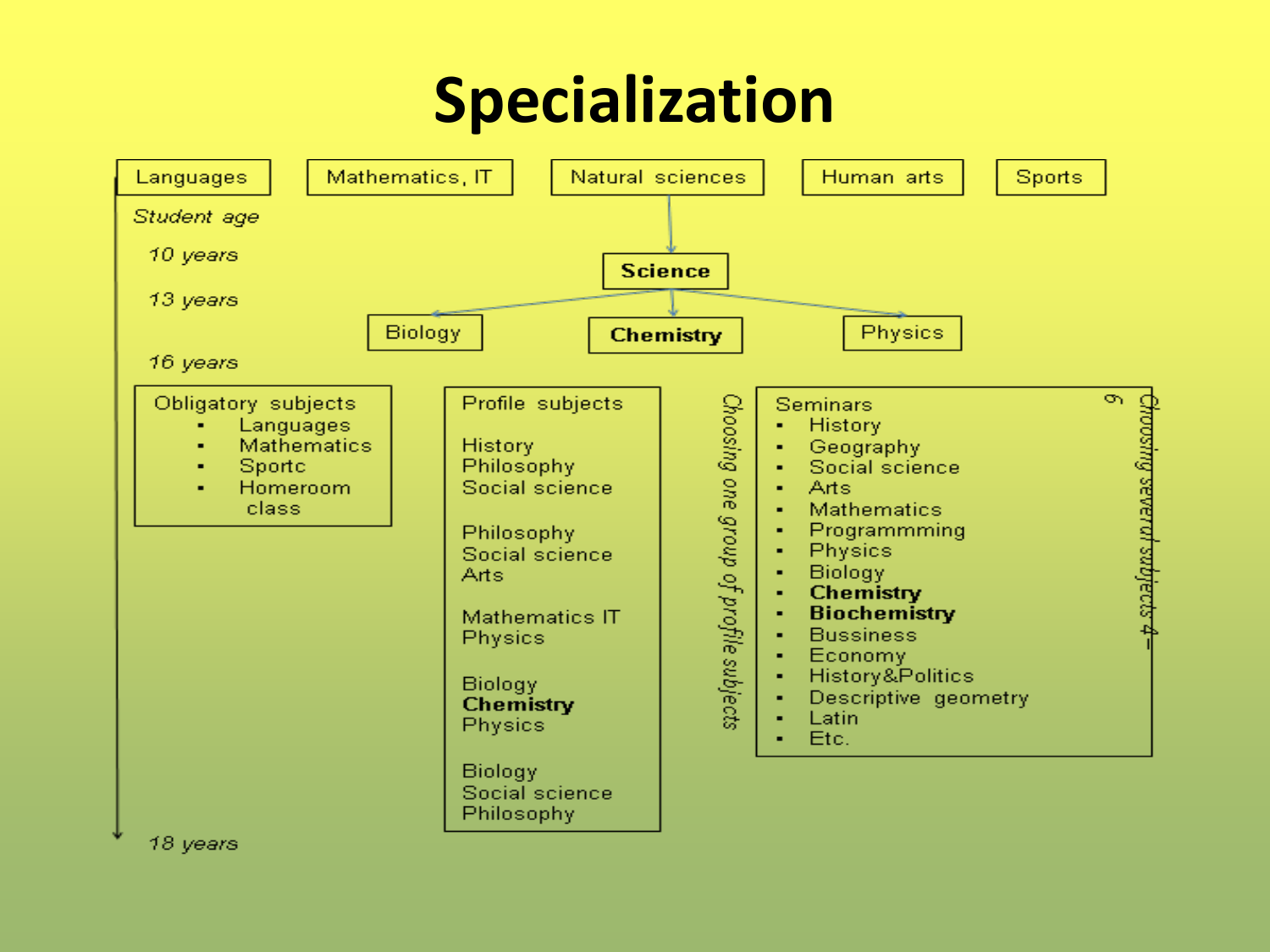# Specialization

Languages | Mathematics, IT | Natural sciences | Human arts | Sports

*Student age*

*10 years*

*13 years*

*16 years*

*18 years*

Natural sciences → **Science** → Biology | **Chemistry** | Physics

**Obligatory subjects**

- Languages
- Mathematics
- Sportc
- Homeroom class

**Profile subjects**

History
Philosophy
Social science

Philosophy
Social science
Arts

Mathematics IT
Physics

Biology
**Chemistry**
Physics

Biology
Social science
Philosophy

*Choosing one group of profile subjects*

**Seminars**

- History
- Geography
- Social science
- Arts
- Mathematics
- Programmming
- Physics
- Biology
- **Chemistry**
- **Biochemistry**
- Bussiness
- Economy
- History&Politics
- Descriptive geometry
- Latin
- Etc.

*Choosing several subjects 4–6*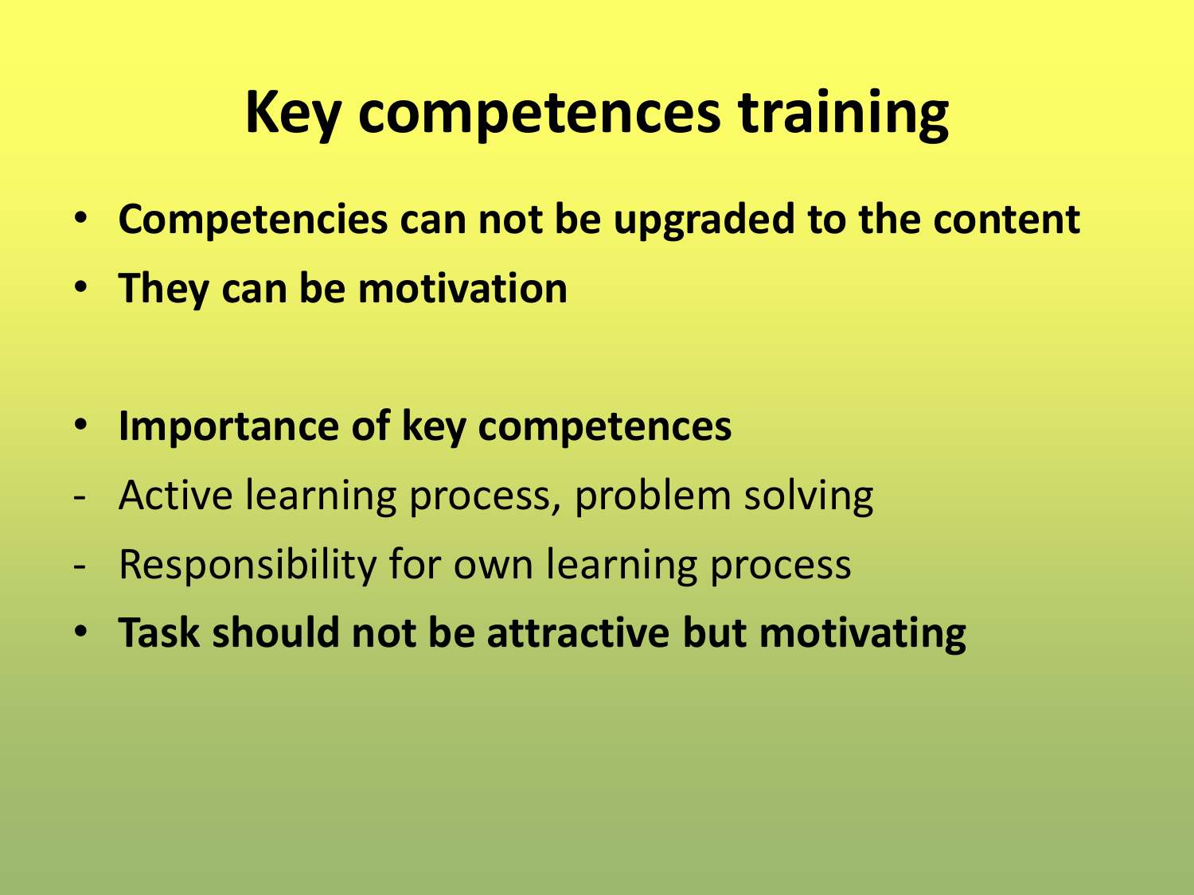# Key competences training

- **Competencies can not be upgraded to the content**
- **They can be motivation**

- **Importance of key competences**
- Active learning process, problem solving
- Responsibility for own learning process
- **Task should not be attractive but motivating**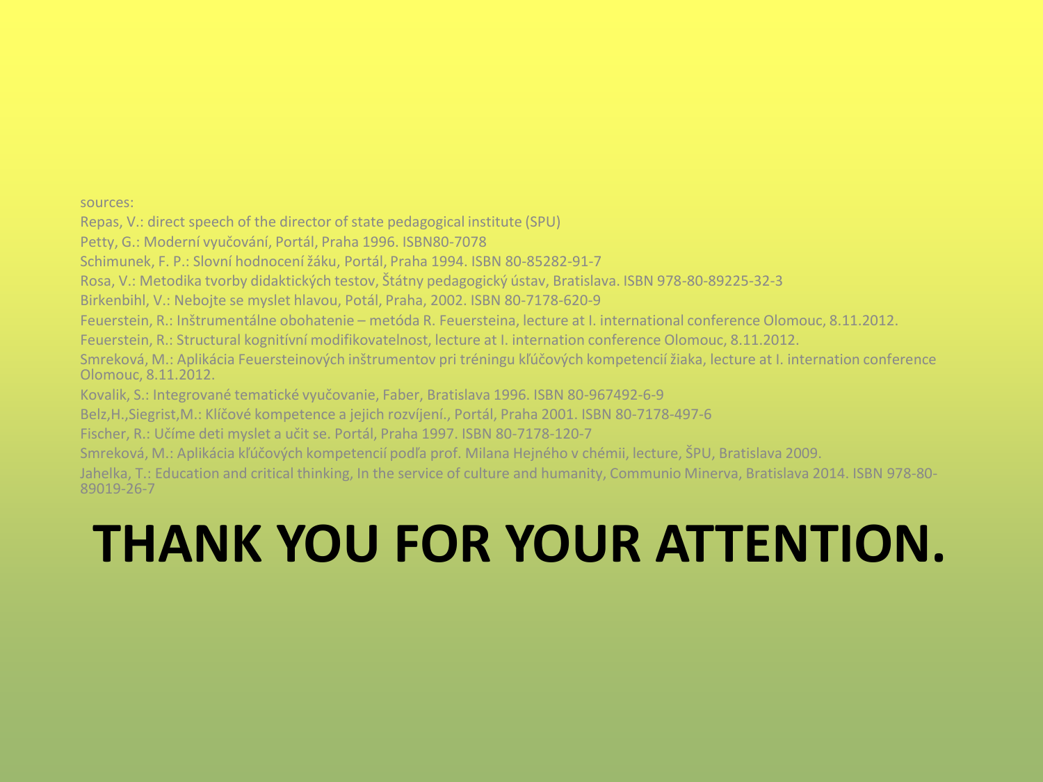sources:

Repas, V.: direct speech of the director of state pedagogical institute (SPU)

Petty, G.: Moderní vyučování, Portál, Praha 1996. ISBN80-7078

Schimunek, F. P.: Slovní hodnocení žáku, Portál, Praha 1994. ISBN 80-85282-91-7

Rosa, V.: Metodika tvorby didaktických testov, Štátny pedagogický ústav, Bratislava. ISBN 978-80-89225-32-3

Birkenbihl, V.: Nebojte se myslet hlavou, Potál, Praha, 2002. ISBN 80-7178-620-9

Feuerstein, R.: Inštrumentálne obohatenie – metóda R. Feuersteina, lecture at I. international conference Olomouc, 8.11.2012.

Feuerstein, R.: Structural kognitívní modifikovatelnost, lecture at I. internation conference Olomouc, 8.11.2012.

Smreková, M.: Aplikácia Feuersteinových inštrumentov pri tréningu kľúčových kompetencií žiaka, lecture at I. internation conference Olomouc, 8.11.2012.

Kovalik, S.: Integrované tematické vyučovanie, Faber, Bratislava 1996. ISBN 80-967492-6-9

Belz,H.,Siegrist,M.: Klíčové kompetence a jejich rozvíjení., Portál, Praha 2001. ISBN 80-7178-497-6

Fischer, R.: Učíme deti myslet a učit se. Portál, Praha 1997. ISBN 80-7178-120-7

Smreková, M.: Aplikácia kľúčových kompetencií podľa prof. Milana Hejného v chémii, lecture, ŠPU, Bratislava 2009.

Jahelka, T.: Education and critical thinking, In the service of culture and humanity, Communio Minerva, Bratislava 2014. ISBN 978-80-89019-26-7

# THANK YOU FOR YOUR ATTENTION.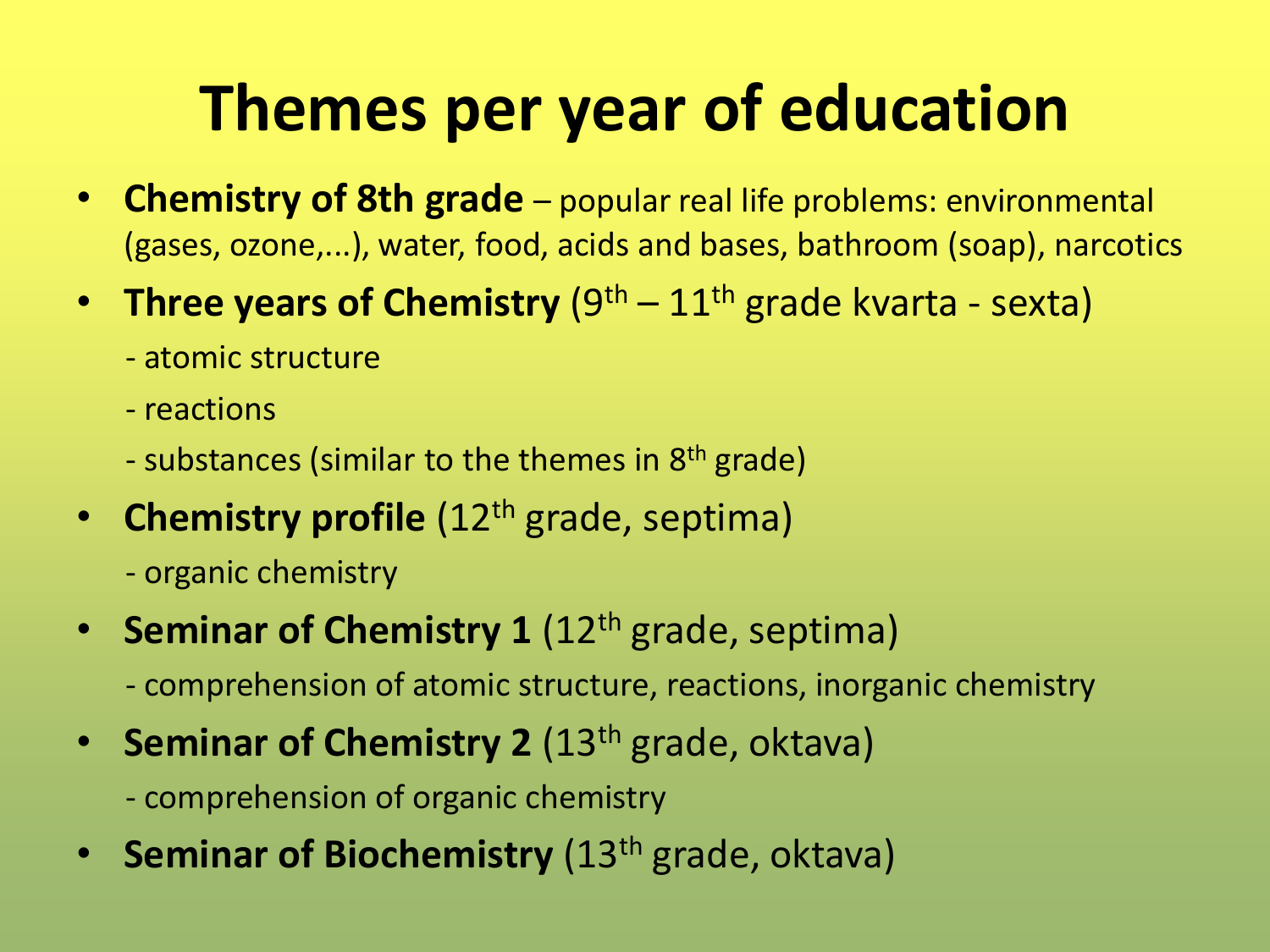# Themes per year of education

- **Chemistry of 8th grade** – popular real life problems: environmental (gases, ozone,...), water, food, acids and bases, bathroom (soap), narcotics
- **Three years of Chemistry** ($9^{th}$ – $11^{th}$ grade kvarta - sexta)
  - atomic structure
  - reactions
  - substances (similar to the themes in $8^{th}$ grade)
- **Chemistry profile** ($12^{th}$ grade, septima)
  - organic chemistry
- **Seminar of Chemistry 1** ($12^{th}$ grade, septima)
  - comprehension of atomic structure, reactions, inorganic chemistry
- **Seminar of Chemistry 2** ($13^{th}$ grade, oktava)
  - comprehension of organic chemistry
- **Seminar of Biochemistry** ($13^{th}$ grade, oktava)